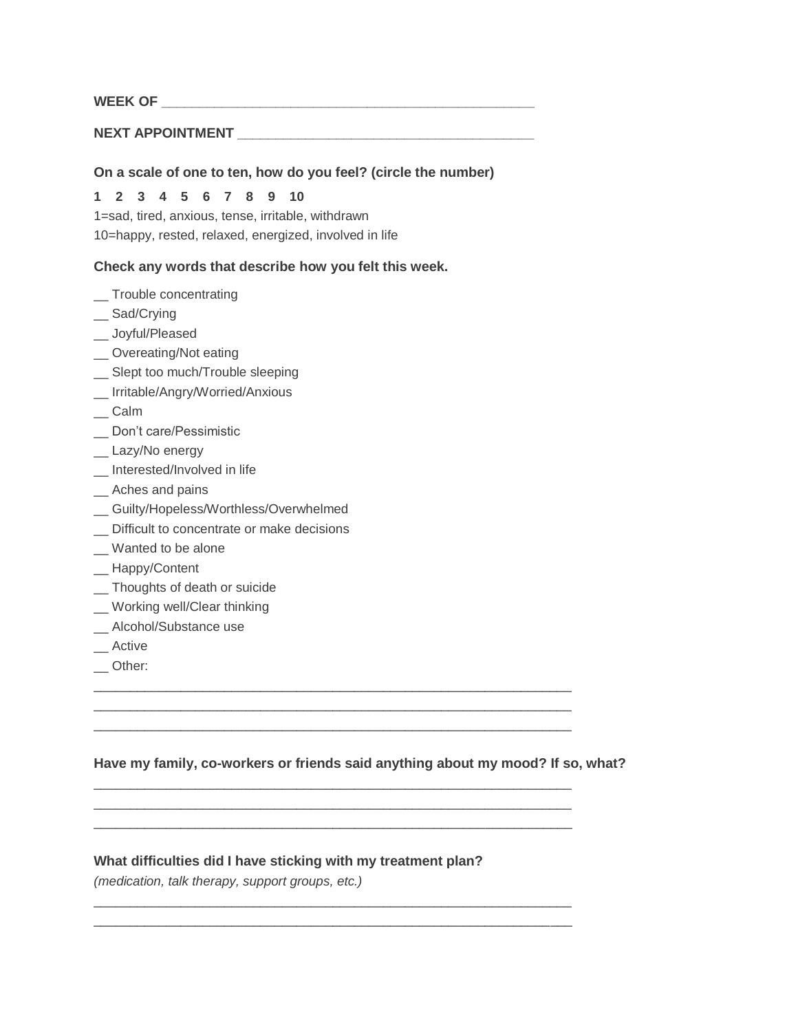**WEEK OF** ______________________________________________

**NEXT APPOINTMENT** ____________________________________

**On a scale of one to ten, how do you feel? (circle the number)**

**1 2 3 4 5 6 7 8 9 10**

1=sad, tired, anxious, tense, irritable, withdrawn

10=happy, rested, relaxed, energized, involved in life

**Check any words that describe how you felt this week.**

__ Trouble concentrating
__ Sad/Crying
__ Joyful/Pleased
__ Overeating/Not eating
__ Slept too much/Trouble sleeping
__ Irritable/Angry/Worried/Anxious
__ Calm
__ Don't care/Pessimistic
__ Lazy/No energy
__ Interested/Involved in life
__ Aches and pains
__ Guilty/Hopeless/Worthless/Overwhelmed
__ Difficult to concentrate or make decisions
__ Wanted to be alone
__ Happy/Content
__ Thoughts of death or suicide
__ Working well/Clear thinking
__ Alcohol/Substance use
__ Active
__ Other:

_______________________________________________________________
_______________________________________________________________
_______________________________________________________________

**Have my family, co-workers or friends said anything about my mood? If so, what?**

_______________________________________________________________
_______________________________________________________________
_______________________________________________________________

**What difficulties did I have sticking with my treatment plan?**

*(medication, talk therapy, support groups, etc.)*

_______________________________________________________________
_______________________________________________________________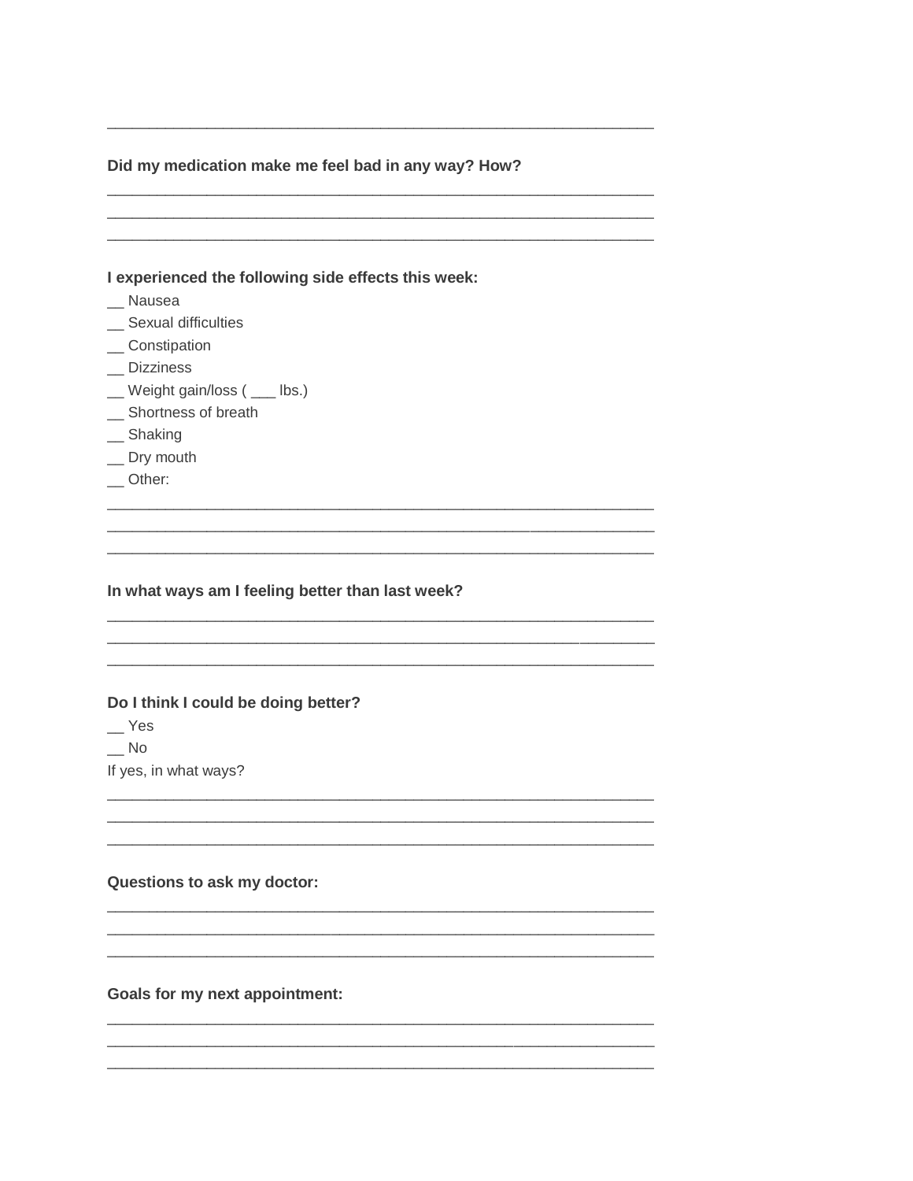\_\_\_\_\_\_\_\_\_\_\_\_\_\_\_\_\_\_\_\_\_\_\_\_\_\_\_\_\_\_\_\_\_\_\_\_\_\_\_\_\_\_\_\_\_\_\_\_\_\_\_\_\_\_\_\_\_\_\_\_\_\_\_\_

**Did my medication make me feel bad in any way? How?**

\_\_\_\_\_\_\_\_\_\_\_\_\_\_\_\_\_\_\_\_\_\_\_\_\_\_\_\_\_\_\_\_\_\_\_\_\_\_\_\_\_\_\_\_\_\_\_\_\_\_\_\_\_\_\_\_\_\_\_\_\_\_\_\_

\_\_\_\_\_\_\_\_\_\_\_\_\_\_\_\_\_\_\_\_\_\_\_\_\_\_\_\_\_\_\_\_\_\_\_\_\_\_\_\_\_\_\_\_\_\_\_\_\_\_\_\_\_\_\_\_\_\_\_\_\_\_\_\_

\_\_\_\_\_\_\_\_\_\_\_\_\_\_\_\_\_\_\_\_\_\_\_\_\_\_\_\_\_\_\_\_\_\_\_\_\_\_\_\_\_\_\_\_\_\_\_\_\_\_\_\_\_\_\_\_\_\_\_\_\_\_\_\_

**I experienced the following side effects this week:**

\_\_ Nausea  
\_\_ Sexual difficulties  
\_\_ Constipation  
\_\_ Dizziness  
\_\_ Weight gain/loss ( \_\_\_ lbs.)  
\_\_ Shortness of breath  
\_\_ Shaking  
\_\_ Dry mouth  
\_\_ Other:

\_\_\_\_\_\_\_\_\_\_\_\_\_\_\_\_\_\_\_\_\_\_\_\_\_\_\_\_\_\_\_\_\_\_\_\_\_\_\_\_\_\_\_\_\_\_\_\_\_\_\_\_\_\_\_\_\_\_\_\_\_\_\_\_

\_\_\_\_\_\_\_\_\_\_\_\_\_\_\_\_\_\_\_\_\_\_\_\_\_\_\_\_\_\_\_\_\_\_\_\_\_\_\_\_\_\_\_\_\_\_\_\_\_\_\_\_\_\_\_\_\_\_\_\_\_\_\_\_

\_\_\_\_\_\_\_\_\_\_\_\_\_\_\_\_\_\_\_\_\_\_\_\_\_\_\_\_\_\_\_\_\_\_\_\_\_\_\_\_\_\_\_\_\_\_\_\_\_\_\_\_\_\_\_\_\_\_\_\_\_\_\_\_

**In what ways am I feeling better than last week?**

\_\_\_\_\_\_\_\_\_\_\_\_\_\_\_\_\_\_\_\_\_\_\_\_\_\_\_\_\_\_\_\_\_\_\_\_\_\_\_\_\_\_\_\_\_\_\_\_\_\_\_\_\_\_\_\_\_\_\_\_\_\_\_\_

\_\_\_\_\_\_\_\_\_\_\_\_\_\_\_\_\_\_\_\_\_\_\_\_\_\_\_\_\_\_\_\_\_\_\_\_\_\_\_\_\_\_\_\_\_\_\_\_\_\_\_\_\_\_\_\_\_\_\_\_\_\_\_\_

\_\_\_\_\_\_\_\_\_\_\_\_\_\_\_\_\_\_\_\_\_\_\_\_\_\_\_\_\_\_\_\_\_\_\_\_\_\_\_\_\_\_\_\_\_\_\_\_\_\_\_\_\_\_\_\_\_\_\_\_\_\_\_\_

**Do I think I could be doing better?**

\_\_ Yes  
\_\_ No  
If yes, in what ways?

\_\_\_\_\_\_\_\_\_\_\_\_\_\_\_\_\_\_\_\_\_\_\_\_\_\_\_\_\_\_\_\_\_\_\_\_\_\_\_\_\_\_\_\_\_\_\_\_\_\_\_\_\_\_\_\_\_\_\_\_\_\_\_\_

\_\_\_\_\_\_\_\_\_\_\_\_\_\_\_\_\_\_\_\_\_\_\_\_\_\_\_\_\_\_\_\_\_\_\_\_\_\_\_\_\_\_\_\_\_\_\_\_\_\_\_\_\_\_\_\_\_\_\_\_\_\_\_\_

\_\_\_\_\_\_\_\_\_\_\_\_\_\_\_\_\_\_\_\_\_\_\_\_\_\_\_\_\_\_\_\_\_\_\_\_\_\_\_\_\_\_\_\_\_\_\_\_\_\_\_\_\_\_\_\_\_\_\_\_\_\_\_\_

**Questions to ask my doctor:**

\_\_\_\_\_\_\_\_\_\_\_\_\_\_\_\_\_\_\_\_\_\_\_\_\_\_\_\_\_\_\_\_\_\_\_\_\_\_\_\_\_\_\_\_\_\_\_\_\_\_\_\_\_\_\_\_\_\_\_\_\_\_\_\_

\_\_\_\_\_\_\_\_\_\_\_\_\_\_\_\_\_\_\_\_\_\_\_\_\_\_\_\_\_\_\_\_\_\_\_\_\_\_\_\_\_\_\_\_\_\_\_\_\_\_\_\_\_\_\_\_\_\_\_\_\_\_\_\_

\_\_\_\_\_\_\_\_\_\_\_\_\_\_\_\_\_\_\_\_\_\_\_\_\_\_\_\_\_\_\_\_\_\_\_\_\_\_\_\_\_\_\_\_\_\_\_\_\_\_\_\_\_\_\_\_\_\_\_\_\_\_\_\_

**Goals for my next appointment:**

\_\_\_\_\_\_\_\_\_\_\_\_\_\_\_\_\_\_\_\_\_\_\_\_\_\_\_\_\_\_\_\_\_\_\_\_\_\_\_\_\_\_\_\_\_\_\_\_\_\_\_\_\_\_\_\_\_\_\_\_\_\_\_\_

\_\_\_\_\_\_\_\_\_\_\_\_\_\_\_\_\_\_\_\_\_\_\_\_\_\_\_\_\_\_\_\_\_\_\_\_\_\_\_\_\_\_\_\_\_\_\_\_\_\_\_\_\_\_\_\_\_\_\_\_\_\_\_\_

\_\_\_\_\_\_\_\_\_\_\_\_\_\_\_\_\_\_\_\_\_\_\_\_\_\_\_\_\_\_\_\_\_\_\_\_\_\_\_\_\_\_\_\_\_\_\_\_\_\_\_\_\_\_\_\_\_\_\_\_\_\_\_\_